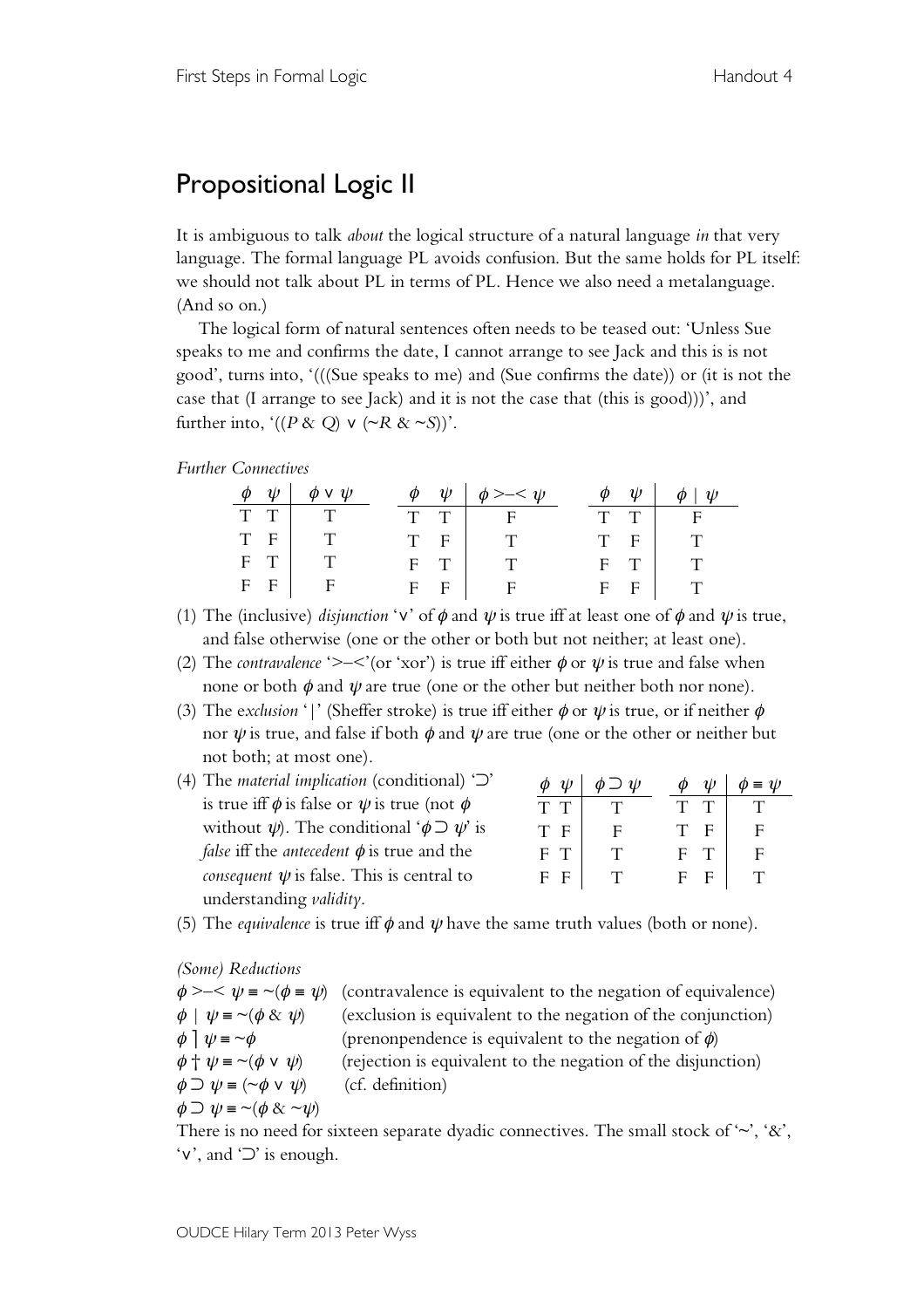# Propositional Logic II

It is ambiguous to talk *about* the logical structure of a natural language *in* that very language. The formal language PL avoids confusion. But the same holds for PL itself: we should not talk about PL in terms of PL. Hence we also need a metalanguage. (And so on.)

The logical form of natural sentences often needs to be teased out: 'Unless Sue speaks to me and confirms the date, I cannot arrange to see Jack and this is is not good', turns into, '(((Sue speaks to me) and (Sue confirms the date)) or (it is not the case that (I arrange to see Jack) and it is not the case that (this is good)))', and further into, '$((P \& Q) \vee (\sim R \& \sim S))$'.

*Further Connectives*

| $\phi$ | $\psi$ | $\phi \vee \psi$ |
|---|---|---|
| T | T | T |
| T | F | T |
| F | T | T |
| F | F | F |

| $\phi$ | $\psi$ | $\phi >\!\!-\!\!< \psi$ |
|---|---|---|
| T | T | F |
| T | F | T |
| F | T | T |
| F | F | F |

| $\phi$ | $\psi$ | $\phi \mid \psi$ |
|---|---|---|
| T | T | F |
| T | F | T |
| F | T | T |
| F | F | T |

(1) The (inclusive) *disjunction* '$\vee$' of $\phi$ and $\psi$ is true iff at least one of $\phi$ and $\psi$ is true, and false otherwise (one or the other or both but not neither; at least one).

(2) The *contravalence* '$>\!\!-\!\!<$'(or 'xor') is true iff either $\phi$ or $\psi$ is true and false when none or both $\phi$ and $\psi$ are true (one or the other but neither both nor none).

(3) The e*xclusion* '$\mid$' (Sheffer stroke) is true iff either $\phi$ or $\psi$ is true, or if neither $\phi$ nor $\psi$ is true, and false if both $\phi$ and $\psi$ are true (one or the other or neither but not both; at most one).

(4) The *material implication* (conditional) '$\supset$' is true iff $\phi$ is false or $\psi$ is true (not $\phi$ without $\psi$). The conditional '$\phi \supset \psi$' is *false* iff the *antecedent* $\phi$ is true and the *consequent* $\psi$ is false. This is central to understanding *validity*.

| $\phi$ | $\psi$ | $\phi \supset \psi$ |
|---|---|---|
| T | T | T |
| T | F | F |
| F | T | T |
| F | F | T |

| $\phi$ | $\psi$ | $\phi \equiv \psi$ |
|---|---|---|
| T | T | T |
| T | F | F |
| F | T | F |
| F | F | T |

(5) The *equivalence* is true iff $\phi$ and $\psi$ have the same truth values (both or none).

*(Some) Reductions*

$\phi >\!\!-\!\!< \psi \equiv \sim(\phi \equiv \psi)$ (contravalence is equivalent to the negation of equivalence)

$\phi \mid \psi \equiv \sim(\phi \& \psi)$ (exclusion is equivalent to the negation of the conjunction)

$\phi \rceil \psi \equiv \sim\phi$ (prenonpendence is equivalent to the negation of $\phi$)

$\phi \dagger \psi \equiv \sim(\phi \vee \psi)$ (rejection is equivalent to the negation of the disjunction)

$\phi \supset \psi \equiv (\sim\phi \vee \psi)$ (cf. definition)

$\phi \supset \psi \equiv \sim(\phi \& \sim\psi)$

There is no need for sixteen separate dyadic connectives. The small stock of '$\sim$', '$\&$', '$\vee$', and '$\supset$' is enough.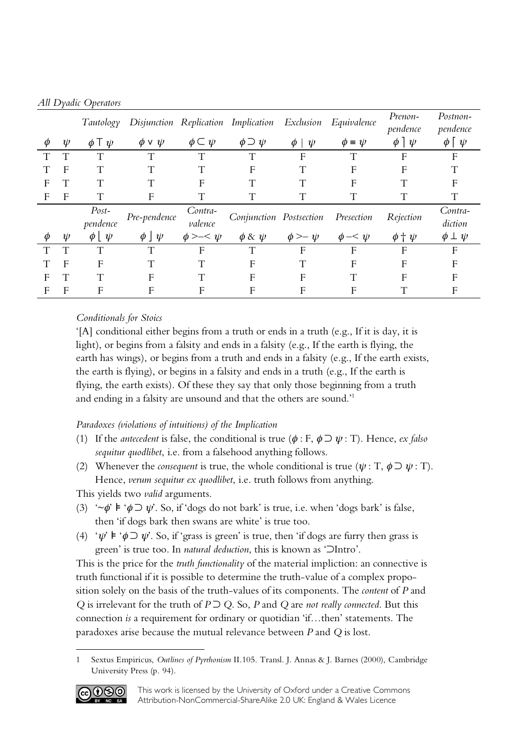*All Dyadic Operators*

| $\phi$ | $\psi$ | *Tautology* $\phi \top \psi$ | *Disjunction* $\phi \vee \psi$ | *Replication* $\phi \subset \psi$ | *Implication* $\phi \supset \psi$ | *Exclusion* $\phi \mid \psi$ | *Equivalence* $\phi \equiv \psi$ | *Prenon-pendence* $\phi \rceil \psi$ | *Postnon-pendence* $\phi \lceil \psi$ |
|---|---|---|---|---|---|---|---|---|---|
| T | T | T | T | T | T | F | T | F | F |
| T | F | T | T | T | F | T | F | F | T |
| F | T | T | T | F | T | T | F | T | F |
| F | F | T | F | T | T | T | T | T | T |

| $\phi$ | $\psi$ | *Post-pendence* $\phi \lfloor \psi$ | *Pre-pendence* $\phi \rfloor \psi$ | *Contra-valence* $\phi >\!\!-\!\!< \psi$ | *Conjunction* $\phi \,\&\, \psi$ | *Postsection* $\phi >\!\!- \psi$ | *Presection* $\phi -\!\!< \psi$ | *Rejection* $\phi \dagger \psi$ | *Contra-diction* $\phi \perp \psi$ |
|---|---|---|---|---|---|---|---|---|---|
| T | T | T | T | F | T | F | F | F | F |
| T | F | F | T | T | F | T | F | F | F |
| F | T | T | F | T | F | F | T | F | F |
| F | F | F | F | F | F | F | F | T | F |

*Conditionals for Stoics*

'[A] conditional either begins from a truth or ends in a truth (e.g., If it is day, it is light), or begins from a falsity and ends in a falsity (e.g., If the earth is flying, the earth has wings), or begins from a truth and ends in a falsity (e.g., If the earth exists, the earth is flying), or begins in a falsity and ends in a truth (e.g., If the earth is flying, the earth exists). Of these they say that only those beginning from a truth and ending in a falsity are unsound and that the others are sound.'[1]

*Paradoxes (violations of intuitions) of the Implication*

(1) If the *antecedent* is false, the conditional is true ($\phi$ : F, $\phi \supset \psi$ : T). Hence, *ex falso sequitur quodlibet*, i.e. from a falsehood anything follows.

(2) Whenever the *consequent* is true, the whole conditional is true ($\psi$ : T, $\phi \supset \psi$ : T). Hence, *verum sequitur ex quodlibet*, i.e. truth follows from anything.

This yields two *valid* arguments.

(3) '$\sim\phi$' ⊧ '$\phi \supset \psi$'. So, if 'dogs do not bark' is true, i.e. when 'dogs bark' is false, then 'if dogs bark then swans are white' is true too.

(4) '$\psi$' ⊧ '$\phi \supset \psi$'. So, if 'grass is green' is true, then 'if dogs are furry then grass is green' is true too. In *natural deduction*, this is known as '⊃Intro'.

This is the price for the *truth functionality* of the material impliction: an connective is truth functional if it is possible to determine the truth-value of a complex proposition solely on the basis of the truth-values of its components. The *content* of *P* and *Q* is irrelevant for the truth of $P \supset Q$. So, *P* and *Q* are *not really connected*. But this connection *is* a requirement for ordinary or quotidian 'if…then' statements. The paradoxes arise because the mutual relevance between *P* and *Q* is lost.

---

1 Sextus Empiricus, *Outlines of Pyrrhonism* II.105. Transl. J. Annas & J. Barnes (2000), Cambridge University Press (p. 94).

This work is licensed by the University of Oxford under a Creative Commons Attribution-NonCommercial-ShareAlike 2.0 UK: England & Wales Licence